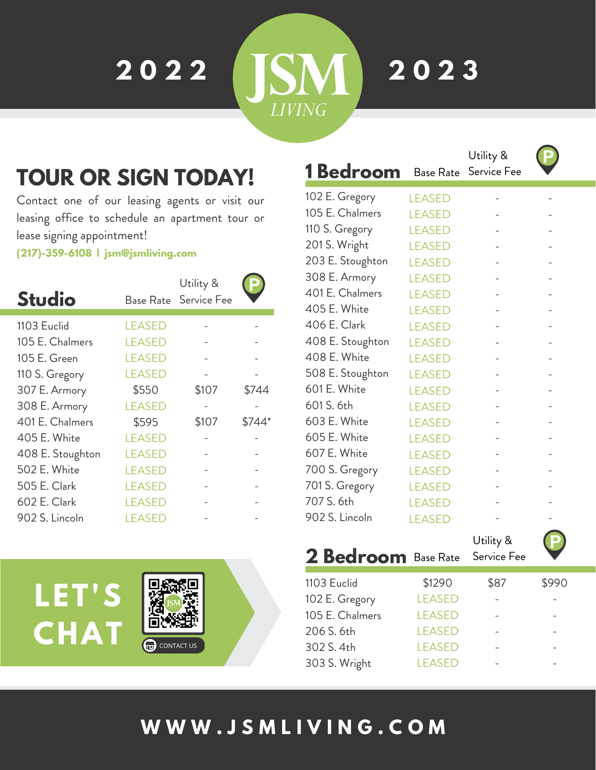# 2022 JSM LIVING 2023

## TOUR OR SIGN TODAY!

Contact one of our leasing agents or visit our leasing office to schedule an apartment tour or lease signing appointment!

**(217)-359-6108 | jsm@jsmliving.com**

## Studio

| Studio | Base Rate | Utility & Service Fee | P |
|---|---|---|---|
| 1103 Euclid | LEASED | - | - |
| 105 E. Chalmers | LEASED | - | - |
| 105 E. Green | LEASED | - | - |
| 110 S. Gregory | LEASED | - | - |
| 307 E. Armory | $550 | $107 | $744 |
| 308 E. Armory | LEASED | - | - |
| 401 E. Chalmers | $595 | $107 | $744* |
| 405 E. White | LEASED | - | - |
| 408 E. Stoughton | LEASED | - | - |
| 502 E. White | LEASED | - | - |
| 505 E. Clark | LEASED | - | - |
| 602 E. Clark | LEASED | - | - |
| 902 S. Lincoln | LEASED | - | - |

## 1 Bedroom

| 1 Bedroom | Base Rate | Utility & Service Fee | P |
|---|---|---|---|
| 102 E. Gregory | LEASED | - | - |
| 105 E. Chalmers | LEASED | - | - |
| 110 S. Gregory | LEASED | - | - |
| 201 S. Wright | LEASED | - | - |
| 203 E. Stoughton | LEASED | - | - |
| 308 E. Armory | LEASED | - | - |
| 401 E. Chalmers | LEASED | - | - |
| 405 E. White | LEASED | - | - |
| 406 E. Clark | LEASED | - | - |
| 408 E. Stoughton | LEASED | - | - |
| 408 E. White | LEASED | - | - |
| 508 E. Stoughton | LEASED | - | - |
| 601 E. White | LEASED | - | - |
| 601 S. 6th | LEASED | - | - |
| 603 E. White | LEASED | - | - |
| 605 E. White | LEASED | - | - |
| 607 E. White | LEASED | - | - |
| 700 S. Gregory | LEASED | - | - |
| 701 S. Gregory | LEASED | - | - |
| 707 S. 6th | LEASED | - | - |
| 902 S. Lincoln | LEASED | - | - |

## 2 Bedroom

| 2 Bedroom | Base Rate | Utility & Service Fee | P |
|---|---|---|---|
| 1103 Euclid | $1290 | $87 | $990 |
| 102 E. Gregory | LEASED | - | - |
| 105 E. Chalmers | LEASED | - | - |
| 206 S. 6th | LEASED | - | - |
| 302 S. 4th | LEASED | - | - |
| 303 S. Wright | LEASED | - | - |

## LET'S CHAT

CONTACT US

**WWW.JSMLIVING.COM**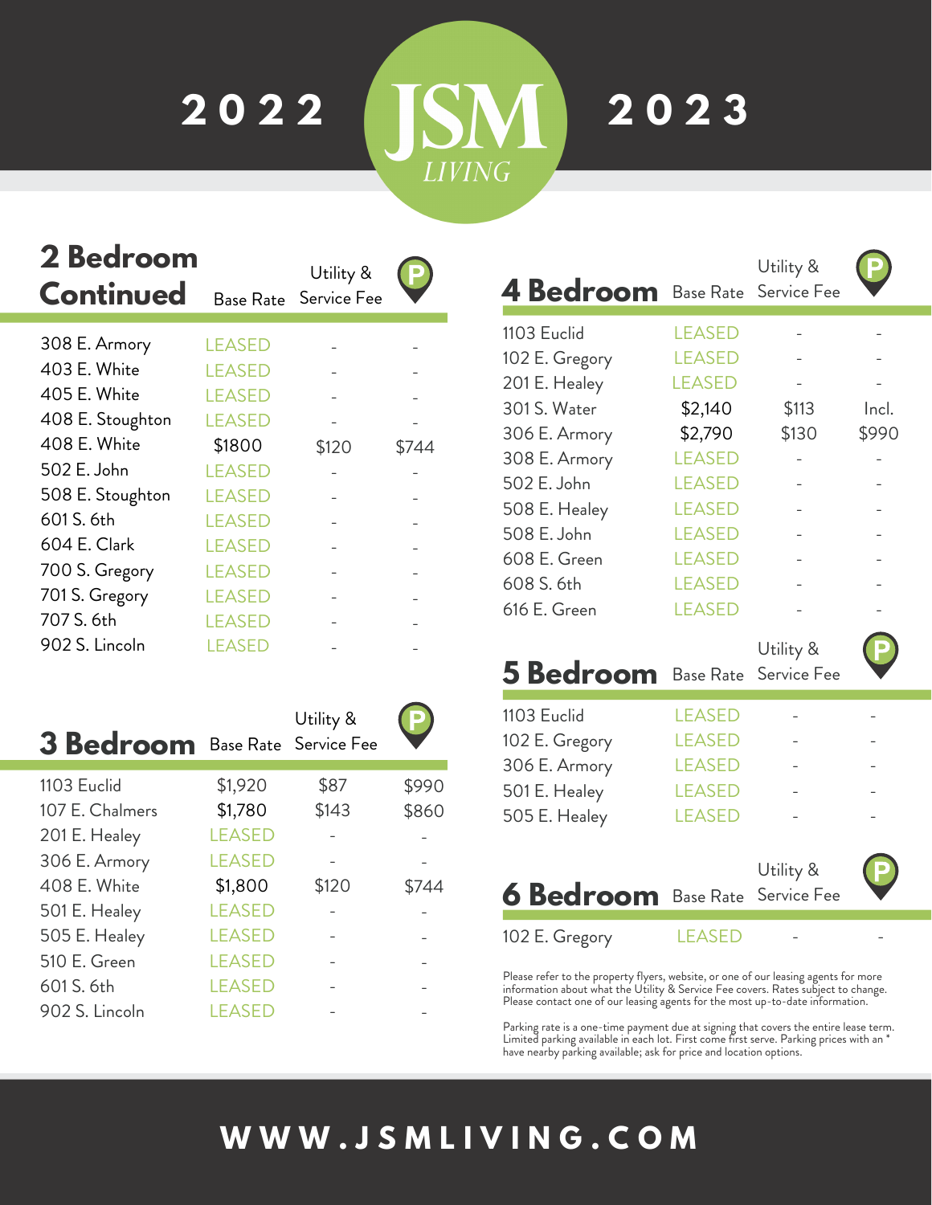# 2022 JSM LIVING 2023

## 2 Bedroom Continued

| | Base Rate | Utility & Service Fee | P |
|---|---|---|---|
| 308 E. Armory | LEASED | - | - |
| 403 E. White | LEASED | - | - |
| 405 E. White | LEASED | - | - |
| 408 E. Stoughton | LEASED | - | - |
| 408 E. White | $1800 | $120 | $744 |
| 502 E. John | LEASED | - | - |
| 508 E. Stoughton | LEASED | - | - |
| 601 S. 6th | LEASED | - | - |
| 604 E. Clark | LEASED | - | - |
| 700 S. Gregory | LEASED | - | - |
| 701 S. Gregory | LEASED | - | - |
| 707 S. 6th | LEASED | - | - |
| 902 S. Lincoln | LEASED | - | - |

## 3 Bedroom

| | Base Rate | Utility & Service Fee | P |
|---|---|---|---|
| 1103 Euclid | $1,920 | $87 | $990 |
| 107 E. Chalmers | $1,780 | $143 | $860 |
| 201 E. Healey | LEASED | - | - |
| 306 E. Armory | LEASED | - | - |
| 408 E. White | $1,800 | $120 | $744 |
| 501 E. Healey | LEASED | - | - |
| 505 E. Healey | LEASED | - | - |
| 510 E. Green | LEASED | - | - |
| 601 S. 6th | LEASED | - | - |
| 902 S. Lincoln | LEASED | - | - |

## 4 Bedroom

| | Base Rate | Utility & Service Fee | P |
|---|---|---|---|
| 1103 Euclid | LEASED | - | - |
| 102 E. Gregory | LEASED | - | - |
| 201 E. Healey | LEASED | - | - |
| 301 S. Water | $2,140 | $113 | Incl. |
| 306 E. Armory | $2,790 | $130 | $990 |
| 308 E. Armory | LEASED | - | - |
| 502 E. John | LEASED | - | - |
| 508 E. Healey | LEASED | - | - |
| 508 E. John | LEASED | - | - |
| 608 E. Green | LEASED | - | - |
| 608 S. 6th | LEASED | - | - |
| 616 E. Green | LEASED | - | - |

## 5 Bedroom

| | Base Rate | Utility & Service Fee | P |
|---|---|---|---|
| 1103 Euclid | LEASED | - | - |
| 102 E. Gregory | LEASED | - | - |
| 306 E. Armory | LEASED | - | - |
| 501 E. Healey | LEASED | - | - |
| 505 E. Healey | LEASED | - | - |

## 6 Bedroom

| | Base Rate | Utility & Service Fee | P |
|---|---|---|---|
| 102 E. Gregory | LEASED | - | - |

Please refer to the property flyers, website, or one of our leasing agents for more information about what the Utility & Service Fee covers. Rates subject to change. Please contact one of our leasing agents for the most up-to-date information.

Parking rate is a one-time payment due at signing that covers the entire lease term. Limited parking available in each lot. First come first serve. Parking prices with an * have nearby parking available; ask for price and location options.

**WWW.JSMLIVING.COM**